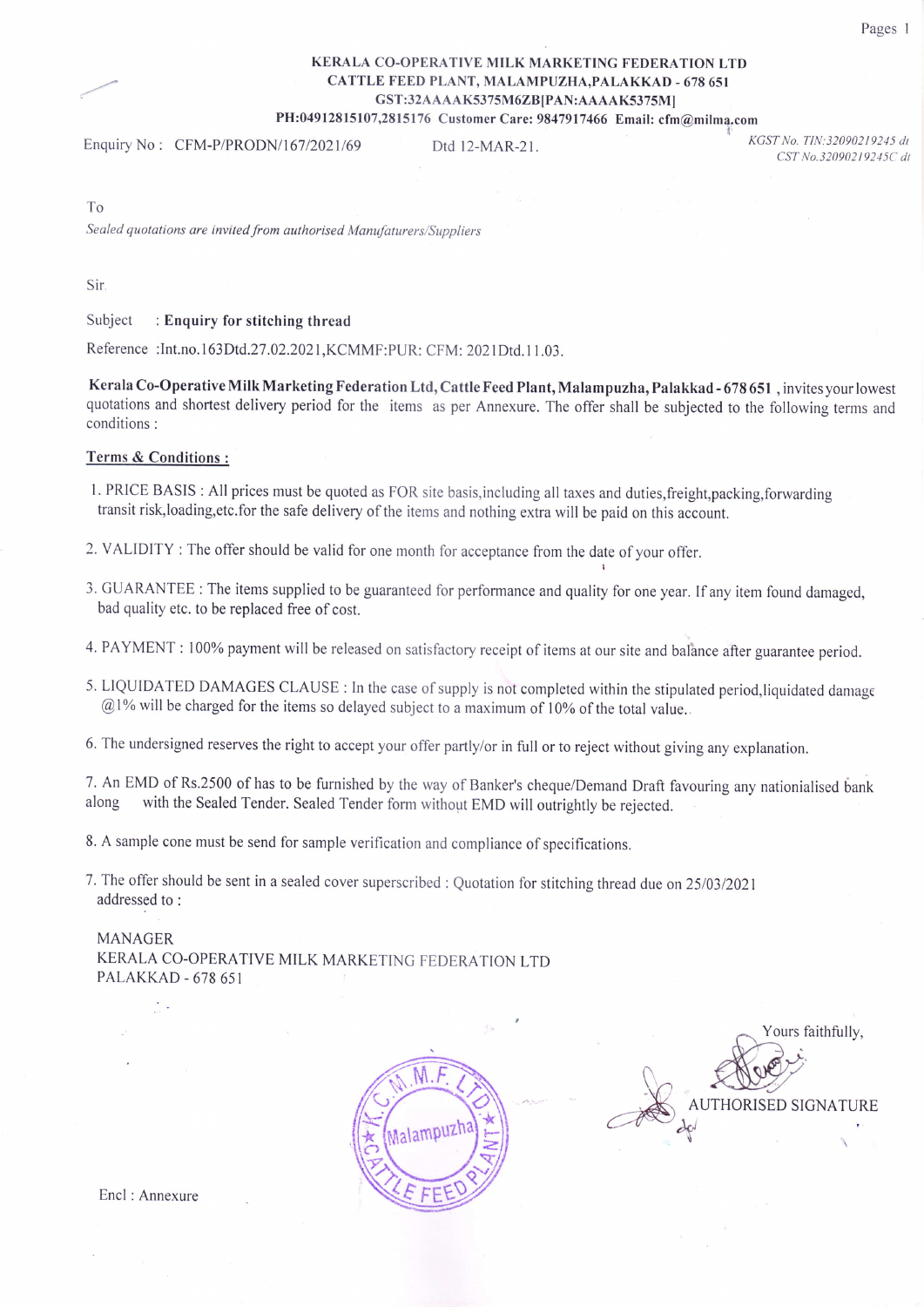**KERALA CO-OPERATIVE MILK MARKETING FEDERATION LTD**
**CATTLE FEED PLANT, MALAMPUZHA,PALAKKAD - 678 651**
**GST:32AAAAK5375M6ZB[PAN:AAAAK5375M]**
**PH:04912815107,2815176 Customer Care: 9847917466 Email: cfm@milma.com**

Enquiry No : CFM-P/PRODN/167/2021/69 Dtd 12-MAR-21.

*KGST No. TIN:32090219245 dt*
*CST No.32090219245C dt*

To
*Sealed quotations are invited from authorised Manufaturers/Suppliers*

Sir

Subject : **Enquiry for stitching thread**

Reference :Int.no.163Dtd.27.02.2021,KCMMF:PUR: CFM: 2021Dtd.11.03.

**Kerala Co-Operative Milk Marketing Federation Ltd, Cattle Feed Plant, Malampuzha, Palakkad - 678 651** , invites your lowest quotations and shortest delivery period for the items as per Annexure. The offer shall be subjected to the following terms and conditions :

**Terms & Conditions :**

1. PRICE BASIS : All prices must be quoted as FOR site basis,including all taxes and duties,freight,packing,forwarding transit risk,loading,etc.for the safe delivery of the items and nothing extra will be paid on this account.

2. VALIDITY : The offer should be valid for one month for acceptance from the date of your offer.

3. GUARANTEE : The items supplied to be guaranteed for performance and quality for one year. If any item found damaged, bad quality etc. to be replaced free of cost.

4. PAYMENT : 100% payment will be released on satisfactory receipt of items at our site and balance after guarantee period.

5. LIQUIDATED DAMAGES CLAUSE : In the case of supply is not completed within the stipulated period,liquidated damage @1% will be charged for the items so delayed subject to a maximum of 10% of the total value.

6. The undersigned reserves the right to accept your offer partly/or in full or to reject without giving any explanation.

7. An EMD of Rs.2500 of has to be furnished by the way of Banker's cheque/Demand Draft favouring any nationialised bank along with the Sealed Tender. Sealed Tender form without EMD will outrightly be rejected.

8. A sample cone must be send for sample verification and compliance of specifications.

7. The offer should be sent in a sealed cover superscribed : Quotation for stitching thread due on 25/03/2021 addressed to :

MANAGER
KERALA CO-OPERATIVE MILK MARKETING FEDERATION LTD
PALAKKAD - 678 651

Yours faithfully,

AUTHORISED SIGNATURE

Encl : Annexure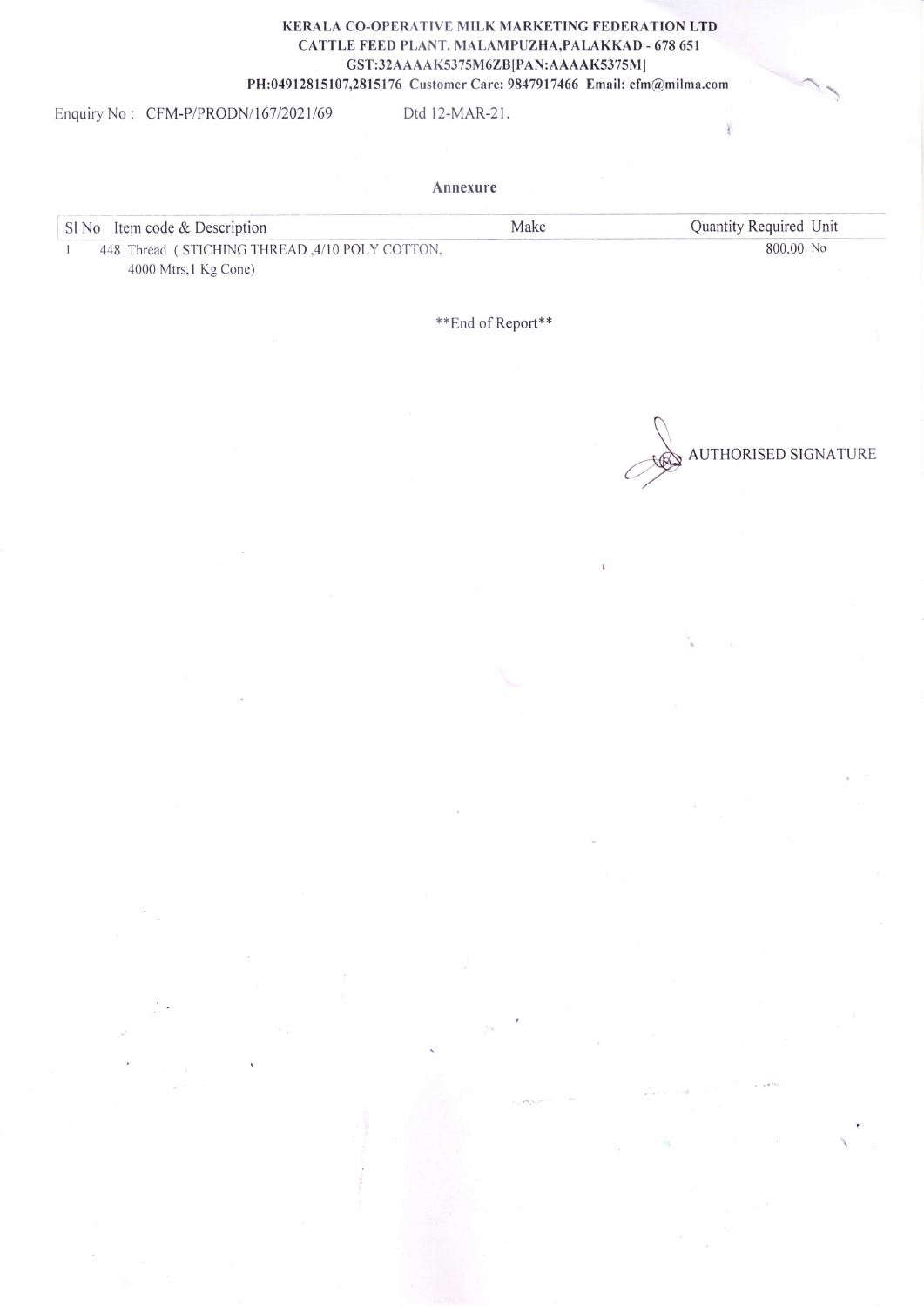**KERALA CO-OPERATIVE MILK MARKETING FEDERATION LTD**
**CATTLE FEED PLANT, MALAMPUZHA,PALAKKAD - 678 651**
**GST:32AAAAK5375M6ZB[PAN:AAAAK5375M]**
**PH:04912815107,2815176 Customer Care: 9847917466 Email: cfm@milma.com**

Enquiry No : CFM-P/PRODN/167/2021/69 Dtd 12-MAR-21.

## Annexure

| Sl No | Item code & Description | Make | Quantity Required | Unit |
|---|---|---|---|---|
| 1 | 448 Thread ( STICHING THREAD ,4/10 POLY COTTON, 4000 Mtrs,1 Kg Cone) | | 800.00 | No |

**End of Report**

AUTHORISED SIGNATURE